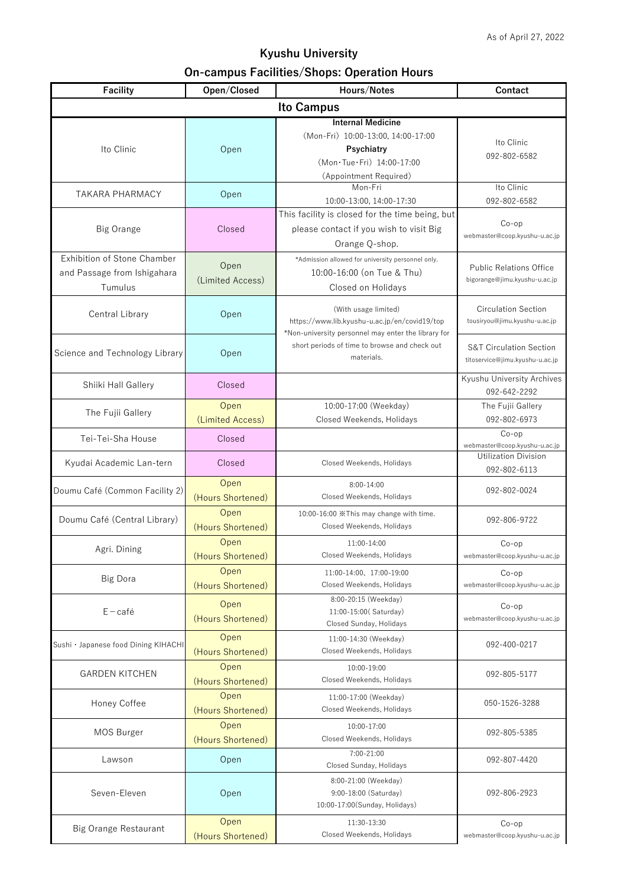As of April 27, 2022

## Kyushu University

## On-campus Facilities/Shops: Operation Hours

| Facility | Open/Closed | Hours/Notes | Contact |
|---|---|---|---|
| **Ito Campus** | | | |
| Ito Clinic | Open | **Internal Medicine** (Mon-Fri) 10:00-13:00, 14:00-17:00 **Psychiatry** (Mon・Tue・Fri) 14:00-17:00 (Appointment Required) | Ito Clinic 092-802-6582 |
| TAKARA PHARMACY | Open | Mon-Fri 10:00-13:00, 14:00-17:30 | Ito Clinic 092-802-6582 |
| Big Orange | Closed | This facility is closed for the time being, but please contact if you wish to visit Big Orange Q-shop. | Co-op webmaster@coop.kyushu-u.ac.jp |
| Exhibition of Stone Chamber and Passage from Ishigahara Tumulus | Open (Limited Access) | *Admission allowed for university personnel only. 10:00-16:00 (on Tue & Thu) Closed on Holidays | Public Relations Office bigorange@jimu.kyushu-u.ac.jp |
| Central Library | Open | (With usage limited) https://www.lib.kyushu-u.ac.jp/en/covid19/top *Non-university personnel may enter the library for short periods of time to browse and check out materials. | Circulation Section tousiryou@jimu.kyushu-u.ac.jp |
| Science and Technology Library | Open | (With usage limited) https://www.lib.kyushu-u.ac.jp/en/covid19/top *Non-university personnel may enter the library for short periods of time to browse and check out materials. | S&T Circulation Section titoservice@jimu.kyushu-u.ac.jp |
| Shiiki Hall Gallery | Closed | | Kyushu University Archives 092-642-2292 |
| The Fujii Gallery | Open (Limited Access) | 10:00-17:00 (Weekday) Closed Weekends, Holidays | The Fujii Gallery 092-802-6973 |
| Tei-Tei-Sha House | Closed | | Co-op webmaster@coop.kyushu-u.ac.jp |
| Kyudai Academic Lan-tern | Closed | Closed Weekends, Holidays | Utilization Division 092-802-6113 |
| Doumu Café (Common Facility 2) | Open (Hours Shortened) | 8:00-14:00 Closed Weekends, Holidays | 092-802-0024 |
| Doumu Café (Central Library) | Open (Hours Shortened) | 10:00-16:00 ※This may change with time. Closed Weekends, Holidays | 092-806-9722 |
| Agri. Dining | Open (Hours Shortened) | 11:00-14:00 Closed Weekends, Holidays | Co-op webmaster@coop.kyushu-u.ac.jp |
| Big Dora | Open (Hours Shortened) | 11:00-14:00、17:00-19:00 Closed Weekends, Holidays | Co-op webmaster@coop.kyushu-u.ac.jp |
| E－café | Open (Hours Shortened) | 8:00-20:15 (Weekday) 11:00-15:00( Saturday) Closed Sunday, Holidays | Co-op webmaster@coop.kyushu-u.ac.jp |
| Sushi・Japanese food Dining KIHACHI | Open (Hours Shortened) | 11:00-14:30 (Weekday) Closed Weekends, Holidays | 092-400-0217 |
| GARDEN KITCHEN | Open (Hours Shortened) | 10:00-19:00 Closed Weekends, Holidays | 092-805-5177 |
| Honey Coffee | Open (Hours Shortened) | 11:00-17:00 (Weekday) Closed Weekends, Holidays | 050-1526-3288 |
| MOS Burger | Open (Hours Shortened) | 10:00-17:00 Closed Weekends, Holidays | 092-805-5385 |
| Lawson | Open | 7:00-21:00 Closed Sunday, Holidays | 092-807-4420 |
| Seven-Eleven | Open | 8:00-21:00 (Weekday) 9:00-18:00 (Saturday) 10:00-17:00(Sunday, Holidays) | 092-806-2923 |
| Big Orange Restaurant | Open (Hours Shortened) | 11:30-13:30 Closed Weekends, Holidays | Co-op webmaster@coop.kyushu-u.ac.jp |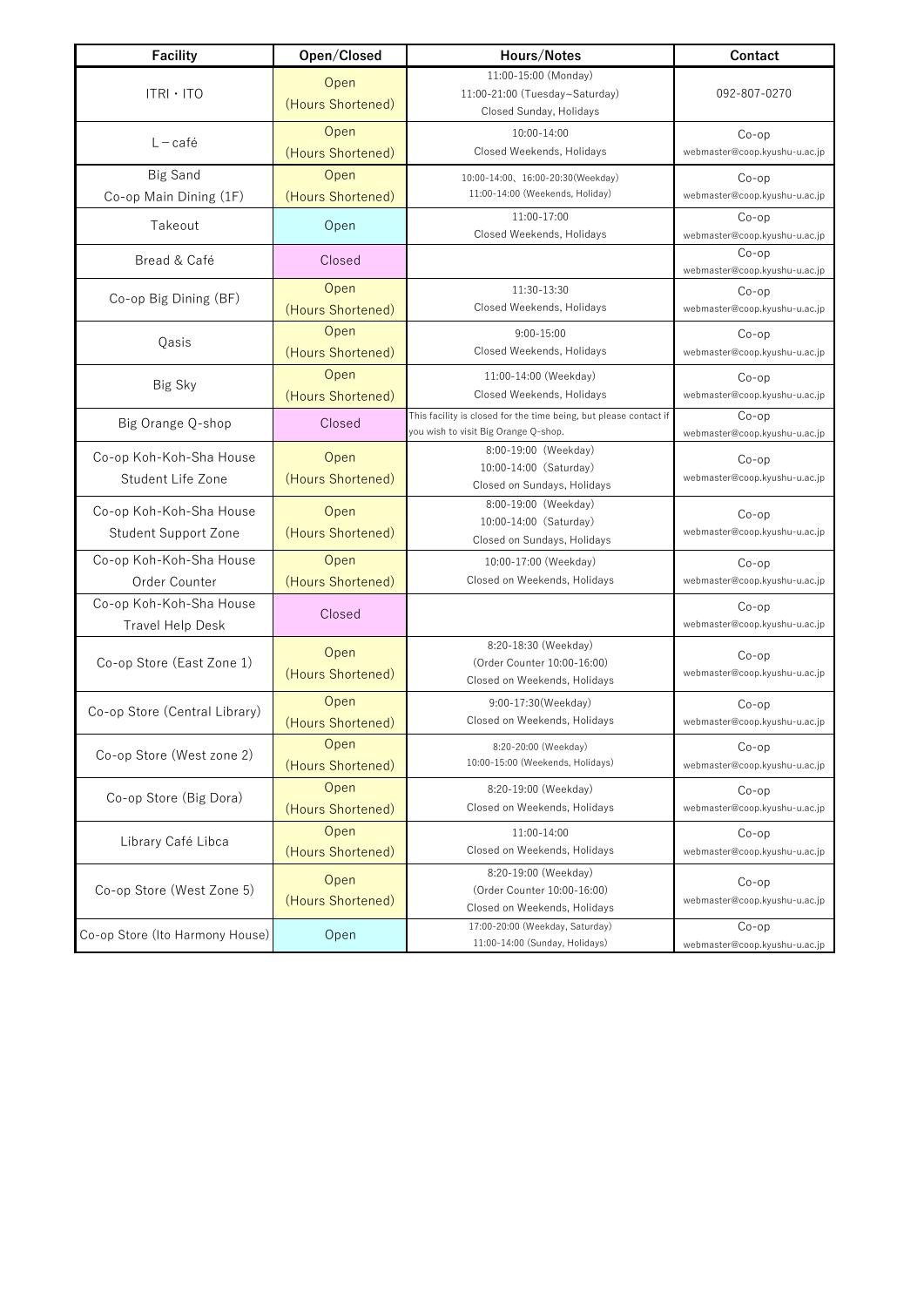| Facility | Open/Closed | Hours/Notes | Contact |
| --- | --- | --- | --- |
| ITRI・ITO | Open (Hours Shortened) | 11:00-15:00 (Monday) 11:00-21:00 (Tuesday~Saturday) Closed Sunday, Holidays | 092-807-0270 |
| L－café | Open (Hours Shortened) | 10:00-14:00 Closed Weekends, Holidays | Co-op webmaster@coop.kyushu-u.ac.jp |
| Big Sand Co-op Main Dining (1F) | Open (Hours Shortened) | 10:00-14:00、16:00-20:30(Weekday) 11:00-14:00 (Weekends, Holiday) | Co-op webmaster@coop.kyushu-u.ac.jp |
| Takeout | Open | 11:00-17:00 Closed Weekends, Holidays | Co-op webmaster@coop.kyushu-u.ac.jp |
| Bread & Café | Closed | | Co-op webmaster@coop.kyushu-u.ac.jp |
| Co-op Big Dining (BF) | Open (Hours Shortened) | 11:30-13:30 Closed Weekends, Holidays | Co-op webmaster@coop.kyushu-u.ac.jp |
| Qasis | Open (Hours Shortened) | 9:00-15:00 Closed Weekends, Holidays | Co-op webmaster@coop.kyushu-u.ac.jp |
| Big Sky | Open (Hours Shortened) | 11:00-14:00 (Weekday) Closed Weekends, Holidays | Co-op webmaster@coop.kyushu-u.ac.jp |
| Big Orange Q-shop | Closed | This facility is closed for the time being, but please contact if you wish to visit Big Orange Q-shop. | Co-op webmaster@coop.kyushu-u.ac.jp |
| Co-op Koh-Koh-Sha House Student Life Zone | Open (Hours Shortened) | 8:00-19:00 (Weekday) 10:00-14:00 (Saturday) Closed on Sundays, Holidays | Co-op webmaster@coop.kyushu-u.ac.jp |
| Co-op Koh-Koh-Sha House Student Support Zone | Open (Hours Shortened) | 8:00-19:00 (Weekday) 10:00-14:00 (Saturday) Closed on Sundays, Holidays | Co-op webmaster@coop.kyushu-u.ac.jp |
| Co-op Koh-Koh-Sha House Order Counter | Open (Hours Shortened) | 10:00-17:00 (Weekday) Closed on Weekends, Holidays | Co-op webmaster@coop.kyushu-u.ac.jp |
| Co-op Koh-Koh-Sha House Travel Help Desk | Closed | | Co-op webmaster@coop.kyushu-u.ac.jp |
| Co-op Store (East Zone 1) | Open (Hours Shortened) | 8:20-18:30 (Weekday) (Order Counter 10:00-16:00) Closed on Weekends, Holidays | Co-op webmaster@coop.kyushu-u.ac.jp |
| Co-op Store (Central Library) | Open (Hours Shortened) | 9:00-17:30(Weekday) Closed on Weekends, Holidays | Co-op webmaster@coop.kyushu-u.ac.jp |
| Co-op Store (West zone 2) | Open (Hours Shortened) | 8:20-20:00 (Weekday) 10:00-15:00 (Weekends, Holidays) | Co-op webmaster@coop.kyushu-u.ac.jp |
| Co-op Store (Big Dora) | Open (Hours Shortened) | 8:20-19:00 (Weekday) Closed on Weekends, Holidays | Co-op webmaster@coop.kyushu-u.ac.jp |
| Library Café Libca | Open (Hours Shortened) | 11:00-14:00 Closed on Weekends, Holidays | Co-op webmaster@coop.kyushu-u.ac.jp |
| Co-op Store (West Zone 5) | Open (Hours Shortened) | 8:20-19:00 (Weekday) (Order Counter 10:00-16:00) Closed on Weekends, Holidays | Co-op webmaster@coop.kyushu-u.ac.jp |
| Co-op Store (Ito Harmony House) | Open | 17:00-20:00 (Weekday, Saturday) 11:00-14:00 (Sunday, Holidays) | Co-op webmaster@coop.kyushu-u.ac.jp |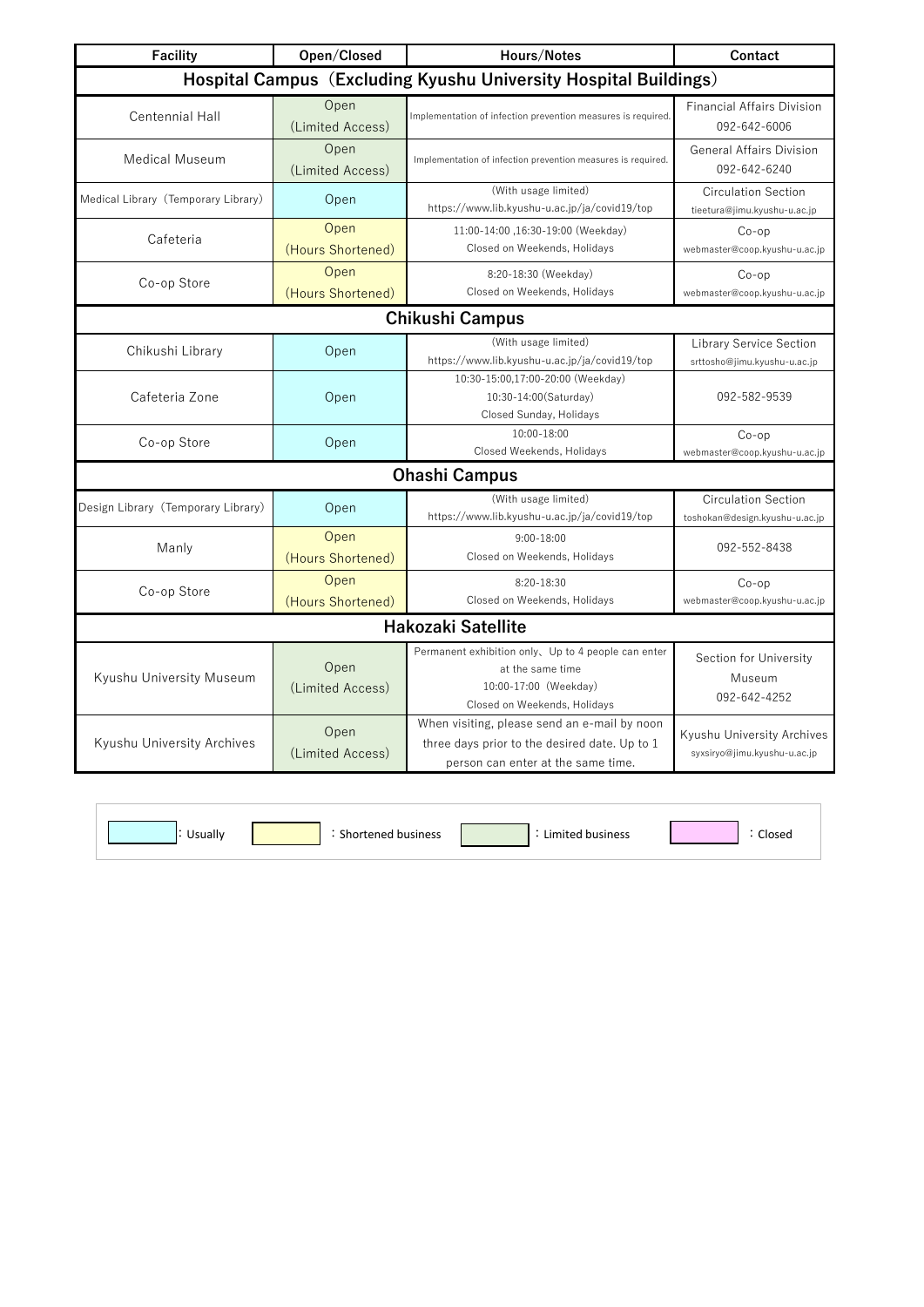| Facility | Open/Closed | Hours/Notes | Contact |
|---|---|---|---|
| **Hospital Campus（Excluding Kyushu University Hospital Buildings）** | | | |
| Centennial Hall | Open (Limited Access) | Implementation of infection prevention measures is required. | Financial Affairs Division 092-642-6006 |
| Medical Museum | Open (Limited Access) | Implementation of infection prevention measures is required. | General Affairs Division 092-642-6240 |
| Medical Library（Temporary Library） | Open | (With usage limited) https://www.lib.kyushu-u.ac.jp/ja/covid19/top | Circulation Section tieetura@jimu.kyushu-u.ac.jp |
| Cafeteria | Open (Hours Shortened) | 11:00-14:00 ,16:30-19:00 (Weekday) Closed on Weekends, Holidays | Co-op webmaster@coop.kyushu-u.ac.jp |
| Co-op Store | Open (Hours Shortened) | 8:20-18:30 (Weekday) Closed on Weekends, Holidays | Co-op webmaster@coop.kyushu-u.ac.jp |
| **Chikushi Campus** | | | |
| Chikushi Library | Open | (With usage limited) https://www.lib.kyushu-u.ac.jp/ja/covid19/top | Library Service Section srttosho@jimu.kyushu-u.ac.jp |
| Cafeteria Zone | Open | 10:30-15:00,17:00-20:00 (Weekday) 10:30-14:00(Saturday) Closed Sunday, Holidays | 092-582-9539 |
| Co-op Store | Open | 10:00-18:00 Closed Weekends, Holidays | Co-op webmaster@coop.kyushu-u.ac.jp |
| **Ohashi Campus** | | | |
| Design Library（Temporary Library） | Open | (With usage limited) https://www.lib.kyushu-u.ac.jp/ja/covid19/top | Circulation Section toshokan@design.kyushu-u.ac.jp |
| Manly | Open (Hours Shortened) | 9:00-18:00 Closed on Weekends, Holidays | 092-552-8438 |
| Co-op Store | Open (Hours Shortened) | 8:20-18:30 Closed on Weekends, Holidays | Co-op webmaster@coop.kyushu-u.ac.jp |
| **Hakozaki Satellite** | | | |
| Kyushu University Museum | Open (Limited Access) | Permanent exhibition only、Up to 4 people can enter at the same time 10:00-17:00（Weekday) Closed on Weekends, Holidays | Section for University Museum 092-642-4252 |
| Kyushu University Archives | Open (Limited Access) | When visiting, please send an e-mail by noon three days prior to the desired date. Up to 1 person can enter at the same time. | Kyushu University Archives syxsiryo@jimu.kyushu-u.ac.jp |

：Usually　：Shortened business　：Limited business　：Closed